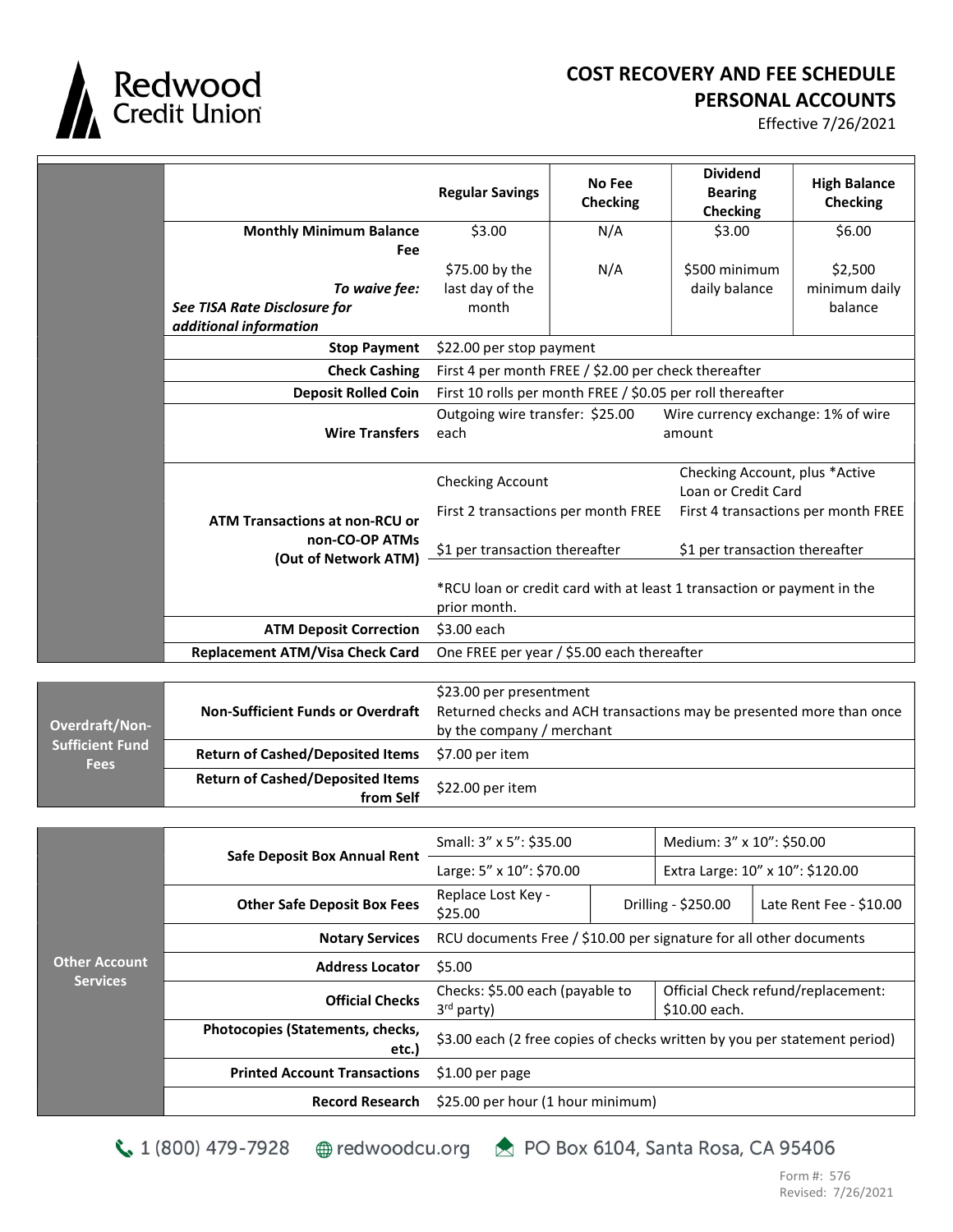# COST RECOVERY AND FEE SCHEDULE
## PERSONAL ACCOUNTS

Effective 7/26/2021

| | | Regular Savings | No Fee Checking | Dividend Bearing Checking | High Balance Checking |
|---|---|---|---|---|---|
| | **Monthly Minimum Balance Fee** | $3.00 | N/A | $3.00 | $6.00 |
| | ***To waive fee:*** ***See TISA Rate Disclosure for additional information*** | $75.00 by the last day of the month | N/A | $500 minimum daily balance | $2,500 minimum daily balance |
| | **Stop Payment** | $22.00 per stop payment | | | |
| | **Check Cashing** | First 4 per month FREE / $2.00 per check thereafter | | | |
| | **Deposit Rolled Coin** | First 10 rolls per month FREE / $0.05 per roll thereafter | | | |
| | **Wire Transfers** | Outgoing wire transfer: $25.00 each | | Wire currency exchange: 1% of wire amount | |
| | **ATM Transactions at non-RCU or non-CO-OP ATMs (Out of Network ATM)** | Checking Account | | Checking Account, plus *Active Loan or Credit Card | |
| | | First 2 transactions per month FREE | | First 4 transactions per month FREE | |
| | | $1 per transaction thereafter | | $1 per transaction thereafter | |
| | | *RCU loan or credit card with at least 1 transaction or payment in the prior month. | | | |
| | **ATM Deposit Correction** | $3.00 each | | | |
| | **Replacement ATM/Visa Check Card** | One FREE per year / $5.00 each thereafter | | | |

| | | |
|---|---|---|
| **Overdraft/Non-Sufficient Fund Fees** | **Non-Sufficient Funds or Overdraft** | $23.00 per presentment<br>Returned checks and ACH transactions may be presented more than once by the company / merchant |
| | **Return of Cashed/Deposited Items** | $7.00 per item |
| | **Return of Cashed/Deposited Items from Self** | $22.00 per item |

| | | | | |
|---|---|---|---|---|
| **Other Account Services** | **Safe Deposit Box Annual Rent** | Small: 3" x 5": $35.00 | Medium: 3" x 10": $50.00 | |
| | | Large: 5" x 10": $70.00 | Extra Large: 10" x 10": $120.00 | |
| | **Other Safe Deposit Box Fees** | Replace Lost Key - $25.00 | Drilling - $250.00 | Late Rent Fee - $10.00 |
| | **Notary Services** | RCU documents Free / $10.00 per signature for all other documents | | |
| | **Address Locator** | $5.00 | | |
| | **Official Checks** | Checks: $5.00 each (payable to 3rd party) | Official Check refund/replacement: $10.00 each. | |
| | **Photocopies (Statements, checks, etc.)** | $3.00 each (2 free copies of checks written by you per statement period) | | |
| | **Printed Account Transactions** | $1.00 per page | | |
| | **Record Research** | $25.00 per hour (1 hour minimum) | | |

1 (800) 479-7928 redwoodcu.org PO Box 6104, Santa Rosa, CA 95406

Form #: 576
Revised: 7/26/2021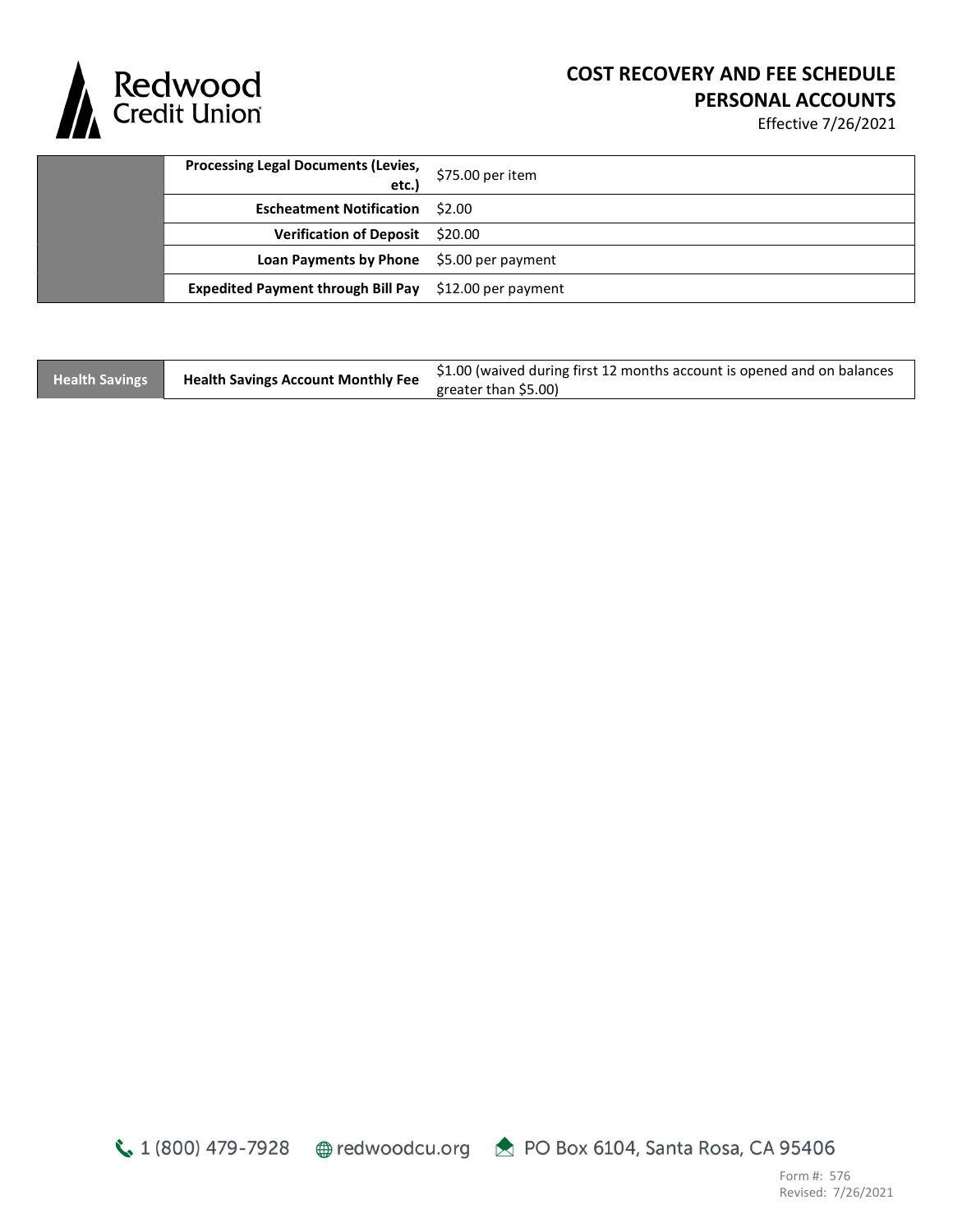# COST RECOVERY AND FEE SCHEDULE
## PERSONAL ACCOUNTS

Effective 7/26/2021

| | | |
|---|---|---|
| | **Processing Legal Documents (Levies, etc.)** | $75.00 per item |
| | **Escheatment Notification** | $2.00 |
| | **Verification of Deposit** | $20.00 |
| | **Loan Payments by Phone** | $5.00 per payment |
| | **Expedited Payment through Bill Pay** | $12.00 per payment |

| | | |
|---|---|---|
| **Health Savings** | **Health Savings Account Monthly Fee** | $1.00 (waived during first 12 months account is opened and on balances greater than $5.00) |

1 (800) 479-7928 redwoodcu.org PO Box 6104, Santa Rosa, CA 95406

Form #: 576
Revised: 7/26/2021